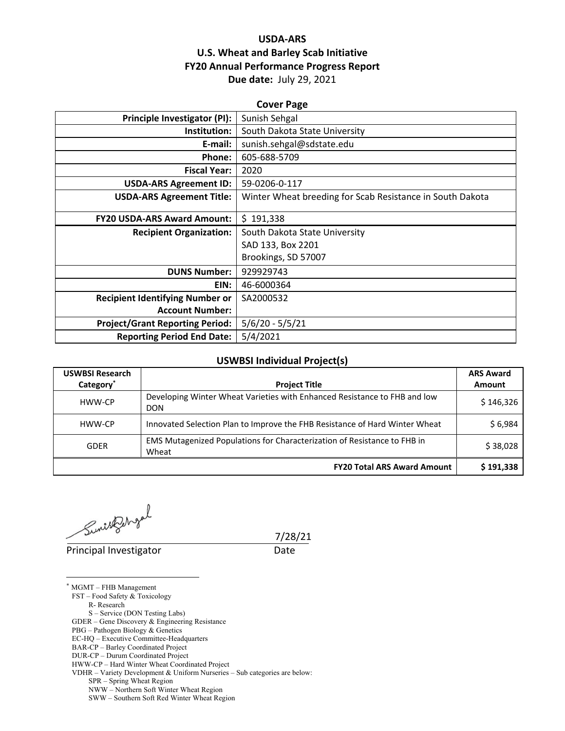# USDA-ARS
# U.S. Wheat and Barley Scab Initiative
# FY20 Annual Performance Progress Report

**Due date:** July 29, 2021

## Cover Page

| | |
|---|---|
| **Principle Investigator (PI):** | Sunish Sehgal |
| **Institution:** | South Dakota State University |
| **E-mail:** | sunish.sehgal@sdstate.edu |
| **Phone:** | 605-688-5709 |
| **Fiscal Year:** | 2020 |
| **USDA-ARS Agreement ID:** | 59-0206-0-117 |
| **USDA-ARS Agreement Title:** | Winter Wheat breeding for Scab Resistance in South Dakota |
| **FY20 USDA-ARS Award Amount:** | $ 191,338 |
| **Recipient Organization:** | South Dakota State University<br>SAD 133, Box 2201<br>Brookings, SD 57007 |
| **DUNS Number:** | 929929743 |
| **EIN:** | 46-6000364 |
| **Recipient Identifying Number or Account Number:** | SA2000532 |
| **Project/Grant Reporting Period:** | 5/6/20 - 5/5/21 |
| **Reporting Period End Date:** | 5/4/2021 |

## USWBSI Individual Project(s)

| USWBSI Research Category* | Project Title | ARS Award Amount |
|---|---|---|
| HWW-CP | Developing Winter Wheat Varieties with Enhanced Resistance to FHB and low DON | $ 146,326 |
| HWW-CP | Innovated Selection Plan to Improve the FHB Resistance of Hard Winter Wheat | $ 6,984 |
| GDER | EMS Mutagenized Populations for Characterization of Resistance to FHB in Wheat | $ 38,028 |
| | **FY20 Total ARS Award Amount** | **$ 191,338** |

Principal Investigator

Date: 7/28/21

---

\* MGMT – FHB Management
FST – Food Safety & Toxicology
R- Research
S – Service (DON Testing Labs)
GDER – Gene Discovery & Engineering Resistance
PBG – Pathogen Biology & Genetics
EC-HQ – Executive Committee-Headquarters
BAR-CP – Barley Coordinated Project
DUR-CP – Durum Coordinated Project
HWW-CP – Hard Winter Wheat Coordinated Project
VDHR – Variety Development & Uniform Nurseries – Sub categories are below:
SPR – Spring Wheat Region
NWW – Northern Soft Winter Wheat Region
SWW – Southern Soft Red Winter Wheat Region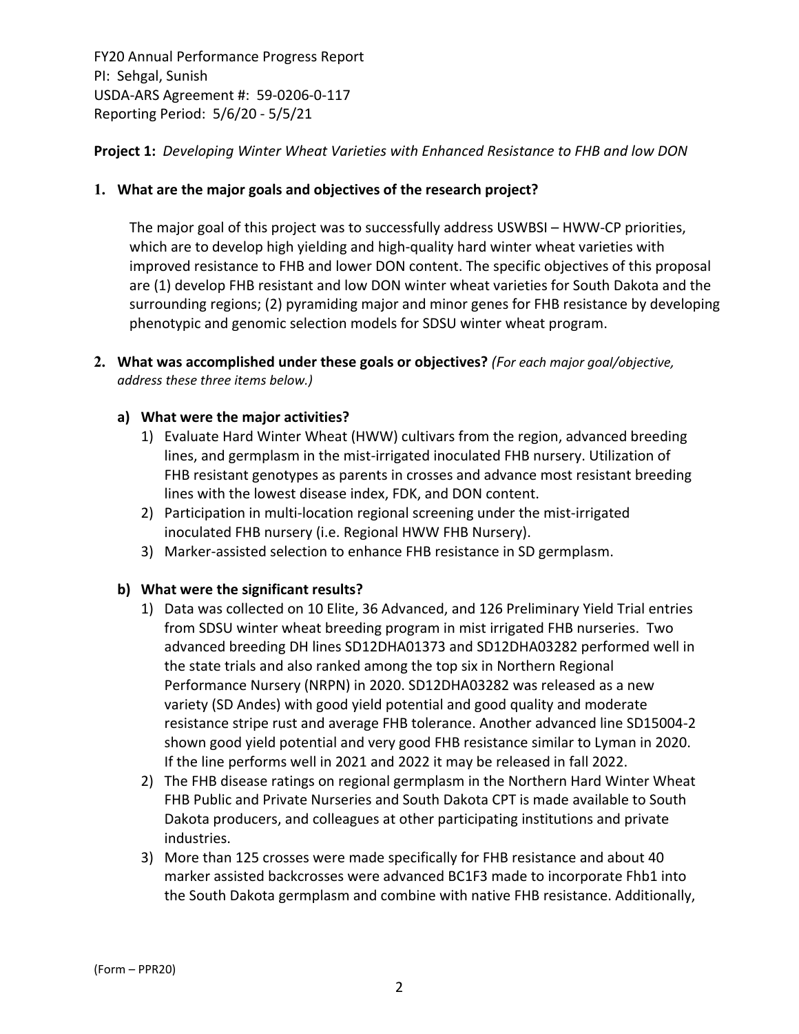FY20 Annual Performance Progress Report
PI: Sehgal, Sunish
USDA-ARS Agreement #: 59-0206-0-117
Reporting Period: 5/6/20 - 5/5/21

**Project 1:** *Developing Winter Wheat Varieties with Enhanced Resistance to FHB and low DON*

**1. What are the major goals and objectives of the research project?**

The major goal of this project was to successfully address USWBSI – HWW-CP priorities, which are to develop high yielding and high-quality hard winter wheat varieties with improved resistance to FHB and lower DON content. The specific objectives of this proposal are (1) develop FHB resistant and low DON winter wheat varieties for South Dakota and the surrounding regions; (2) pyramiding major and minor genes for FHB resistance by developing phenotypic and genomic selection models for SDSU winter wheat program.

**2. What was accomplished under these goals or objectives?** *(For each major goal/objective, address these three items below.)*

**a) What were the major activities?**

1) Evaluate Hard Winter Wheat (HWW) cultivars from the region, advanced breeding lines, and germplasm in the mist-irrigated inoculated FHB nursery. Utilization of FHB resistant genotypes as parents in crosses and advance most resistant breeding lines with the lowest disease index, FDK, and DON content.
2) Participation in multi-location regional screening under the mist-irrigated inoculated FHB nursery (i.e. Regional HWW FHB Nursery).
3) Marker-assisted selection to enhance FHB resistance in SD germplasm.

**b) What were the significant results?**

1) Data was collected on 10 Elite, 36 Advanced, and 126 Preliminary Yield Trial entries from SDSU winter wheat breeding program in mist irrigated FHB nurseries. Two advanced breeding DH lines SD12DHA01373 and SD12DHA03282 performed well in the state trials and also ranked among the top six in Northern Regional Performance Nursery (NRPN) in 2020. SD12DHA03282 was released as a new variety (SD Andes) with good yield potential and good quality and moderate resistance stripe rust and average FHB tolerance. Another advanced line SD15004-2 shown good yield potential and very good FHB resistance similar to Lyman in 2020. If the line performs well in 2021 and 2022 it may be released in fall 2022.
2) The FHB disease ratings on regional germplasm in the Northern Hard Winter Wheat FHB Public and Private Nurseries and South Dakota CPT is made available to South Dakota producers, and colleagues at other participating institutions and private industries.
3) More than 125 crosses were made specifically for FHB resistance and about 40 marker assisted backcrosses were advanced BC1F3 made to incorporate Fhb1 into the South Dakota germplasm and combine with native FHB resistance. Additionally,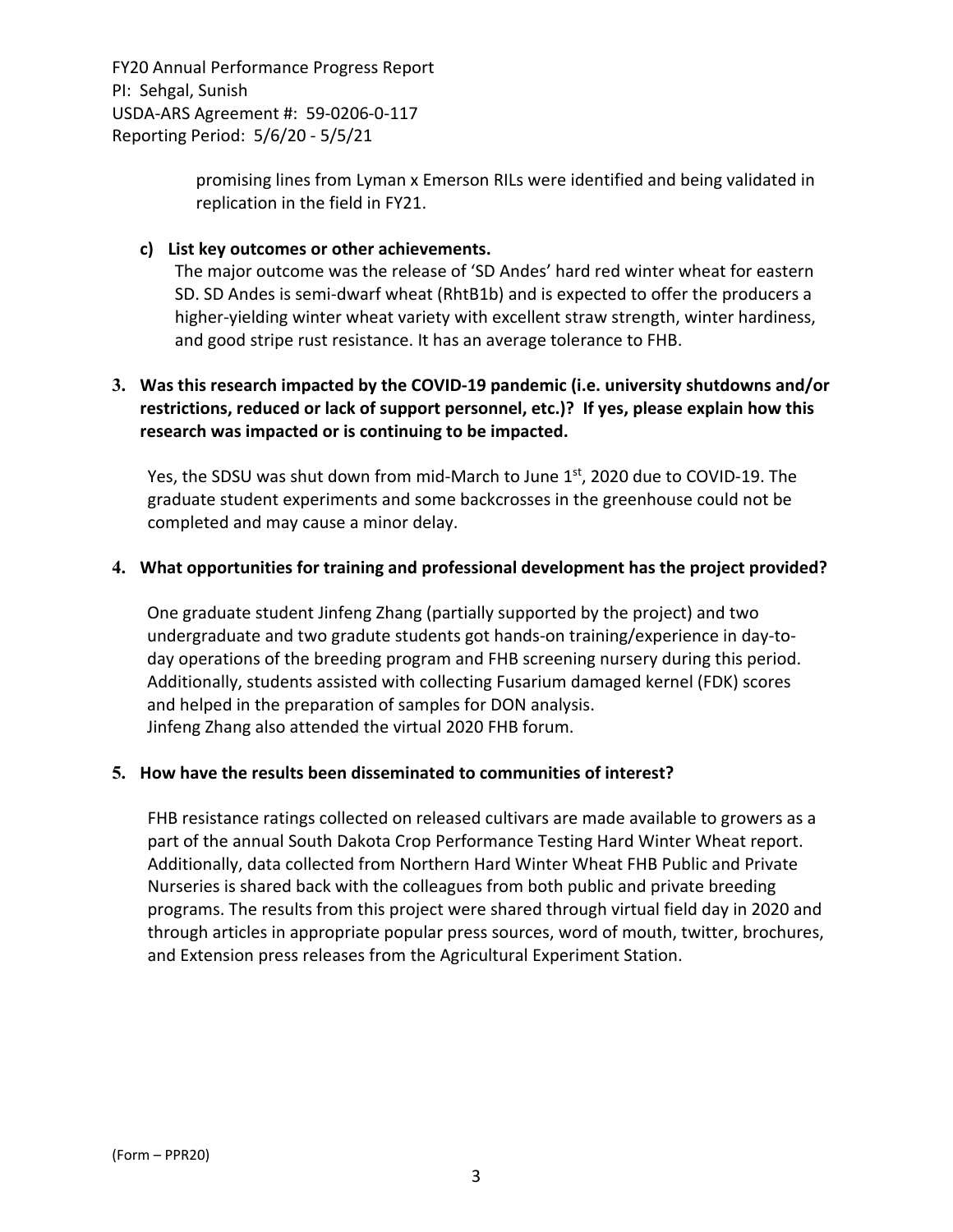promising lines from Lyman x Emerson RILs were identified and being validated in replication in the field in FY21.

**c) List key outcomes or other achievements.**

The major outcome was the release of 'SD Andes' hard red winter wheat for eastern SD. SD Andes is semi-dwarf wheat (RhtB1b) and is expected to offer the producers a higher-yielding winter wheat variety with excellent straw strength, winter hardiness, and good stripe rust resistance. It has an average tolerance to FHB.

**3. Was this research impacted by the COVID-19 pandemic (i.e. university shutdowns and/or restrictions, reduced or lack of support personnel, etc.)? If yes, please explain how this research was impacted or is continuing to be impacted.**

Yes, the SDSU was shut down from mid-March to June 1st, 2020 due to COVID-19. The graduate student experiments and some backcrosses in the greenhouse could not be completed and may cause a minor delay.

**4. What opportunities for training and professional development has the project provided?**

One graduate student Jinfeng Zhang (partially supported by the project) and two undergraduate and two gradute students got hands-on training/experience in day-to-day operations of the breeding program and FHB screening nursery during this period. Additionally, students assisted with collecting Fusarium damaged kernel (FDK) scores and helped in the preparation of samples for DON analysis.
Jinfeng Zhang also attended the virtual 2020 FHB forum.

**5. How have the results been disseminated to communities of interest?**

FHB resistance ratings collected on released cultivars are made available to growers as a part of the annual South Dakota Crop Performance Testing Hard Winter Wheat report. Additionally, data collected from Northern Hard Winter Wheat FHB Public and Private Nurseries is shared back with the colleagues from both public and private breeding programs. The results from this project were shared through virtual field day in 2020 and through articles in appropriate popular press sources, word of mouth, twitter, brochures, and Extension press releases from the Agricultural Experiment Station.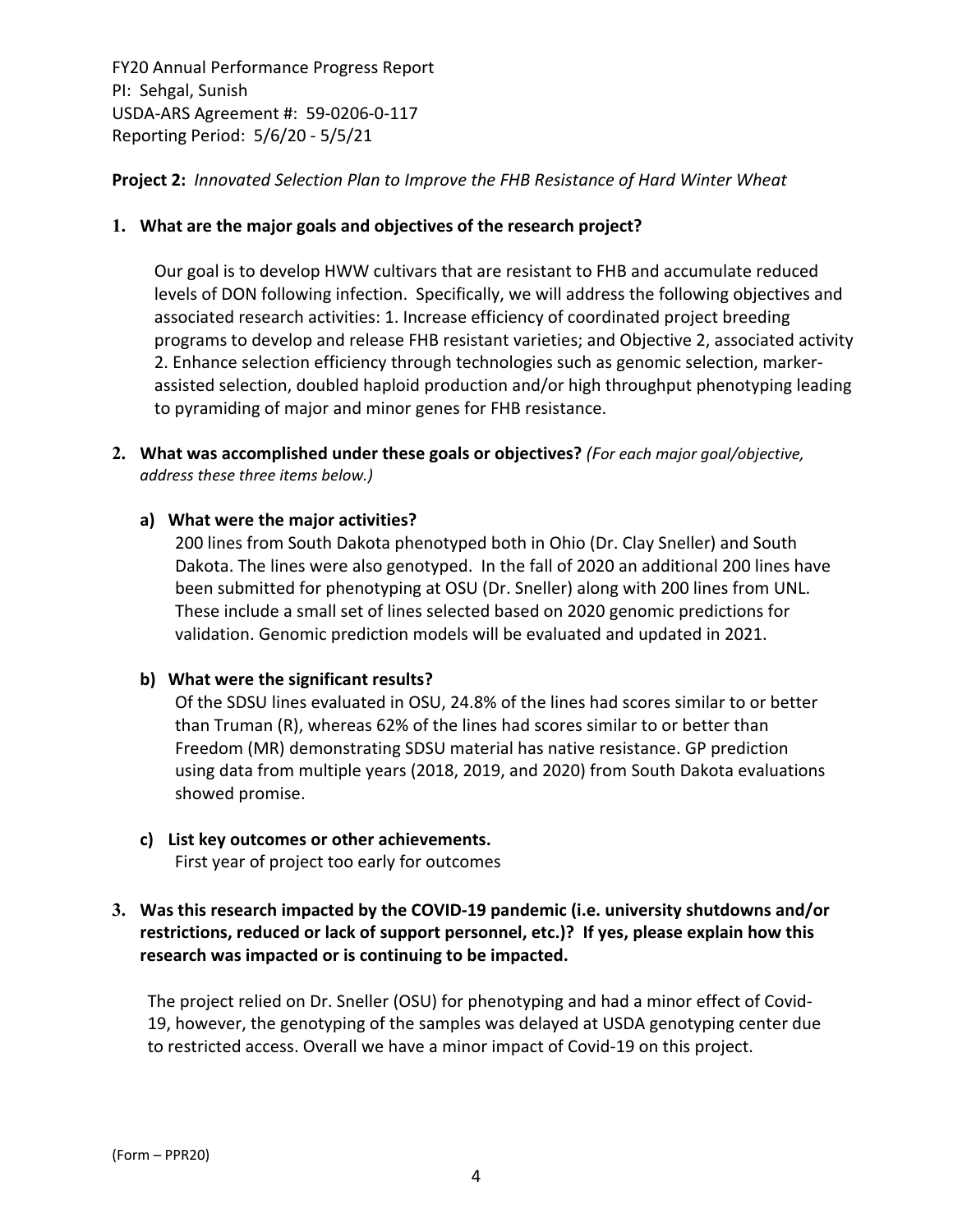FY20 Annual Performance Progress Report
PI: Sehgal, Sunish
USDA-ARS Agreement #: 59-0206-0-117
Reporting Period: 5/6/20 - 5/5/21

**Project 2:** *Innovated Selection Plan to Improve the FHB Resistance of Hard Winter Wheat*

**1. What are the major goals and objectives of the research project?**

Our goal is to develop HWW cultivars that are resistant to FHB and accumulate reduced levels of DON following infection. Specifically, we will address the following objectives and associated research activities: 1. Increase efficiency of coordinated project breeding programs to develop and release FHB resistant varieties; and Objective 2, associated activity 2. Enhance selection efficiency through technologies such as genomic selection, marker-assisted selection, doubled haploid production and/or high throughput phenotyping leading to pyramiding of major and minor genes for FHB resistance.

**2. What was accomplished under these goals or objectives?** *(For each major goal/objective, address these three items below.)*

**a) What were the major activities?**

200 lines from South Dakota phenotyped both in Ohio (Dr. Clay Sneller) and South Dakota. The lines were also genotyped. In the fall of 2020 an additional 200 lines have been submitted for phenotyping at OSU (Dr. Sneller) along with 200 lines from UNL. These include a small set of lines selected based on 2020 genomic predictions for validation. Genomic prediction models will be evaluated and updated in 2021.

**b) What were the significant results?**

Of the SDSU lines evaluated in OSU, 24.8% of the lines had scores similar to or better than Truman (R), whereas 62% of the lines had scores similar to or better than Freedom (MR) demonstrating SDSU material has native resistance. GP prediction using data from multiple years (2018, 2019, and 2020) from South Dakota evaluations showed promise.

**c) List key outcomes or other achievements.**

First year of project too early for outcomes

**3. Was this research impacted by the COVID-19 pandemic (i.e. university shutdowns and/or restrictions, reduced or lack of support personnel, etc.)? If yes, please explain how this research was impacted or is continuing to be impacted.**

The project relied on Dr. Sneller (OSU) for phenotyping and had a minor effect of Covid-19, however, the genotyping of the samples was delayed at USDA genotyping center due to restricted access. Overall we have a minor impact of Covid-19 on this project.

(Form – PPR20)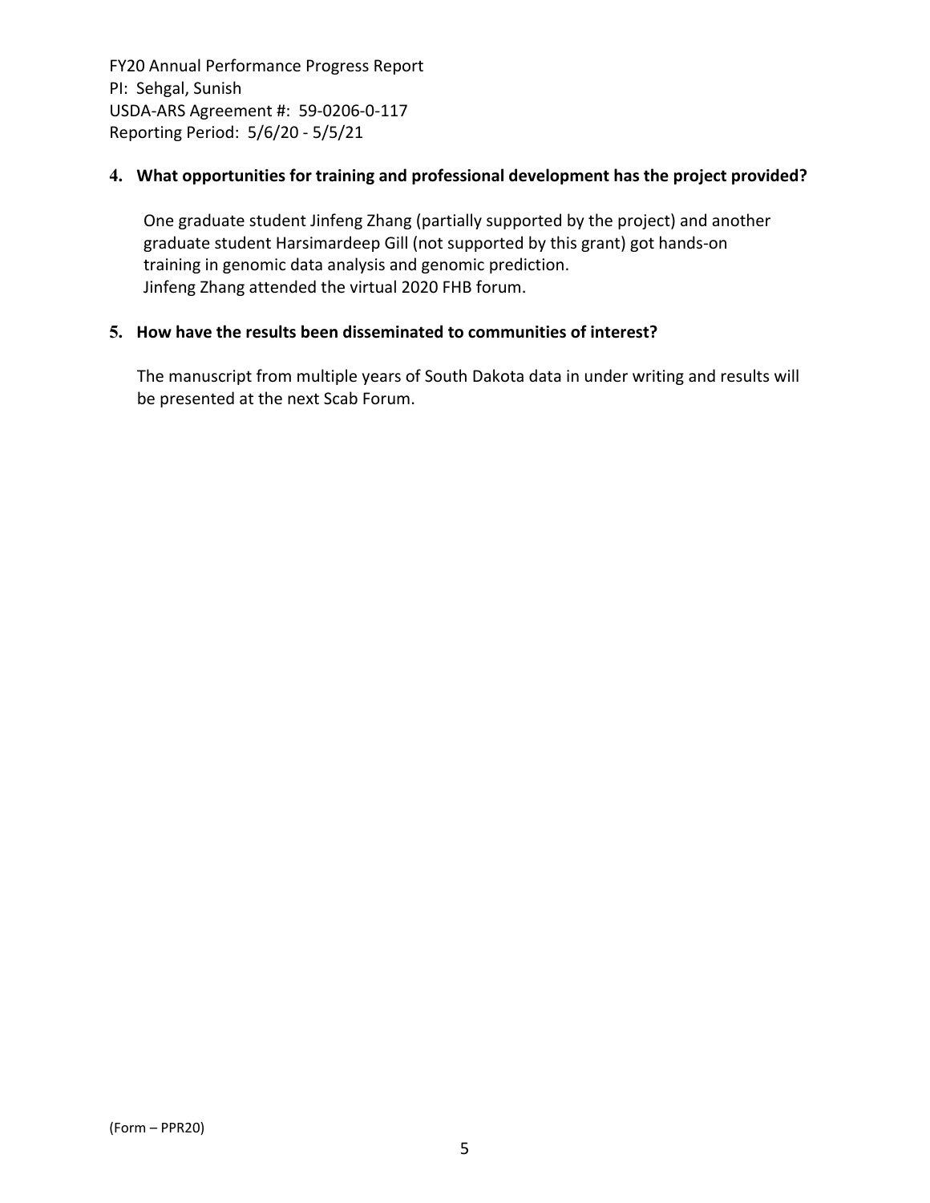**4. What opportunities for training and professional development has the project provided?**

One graduate student Jinfeng Zhang (partially supported by the project) and another graduate student Harsimardeep Gill (not supported by this grant) got hands-on training in genomic data analysis and genomic prediction.
Jinfeng Zhang attended the virtual 2020 FHB forum.

**5. How have the results been disseminated to communities of interest?**

The manuscript from multiple years of South Dakota data in under writing and results will be presented at the next Scab Forum.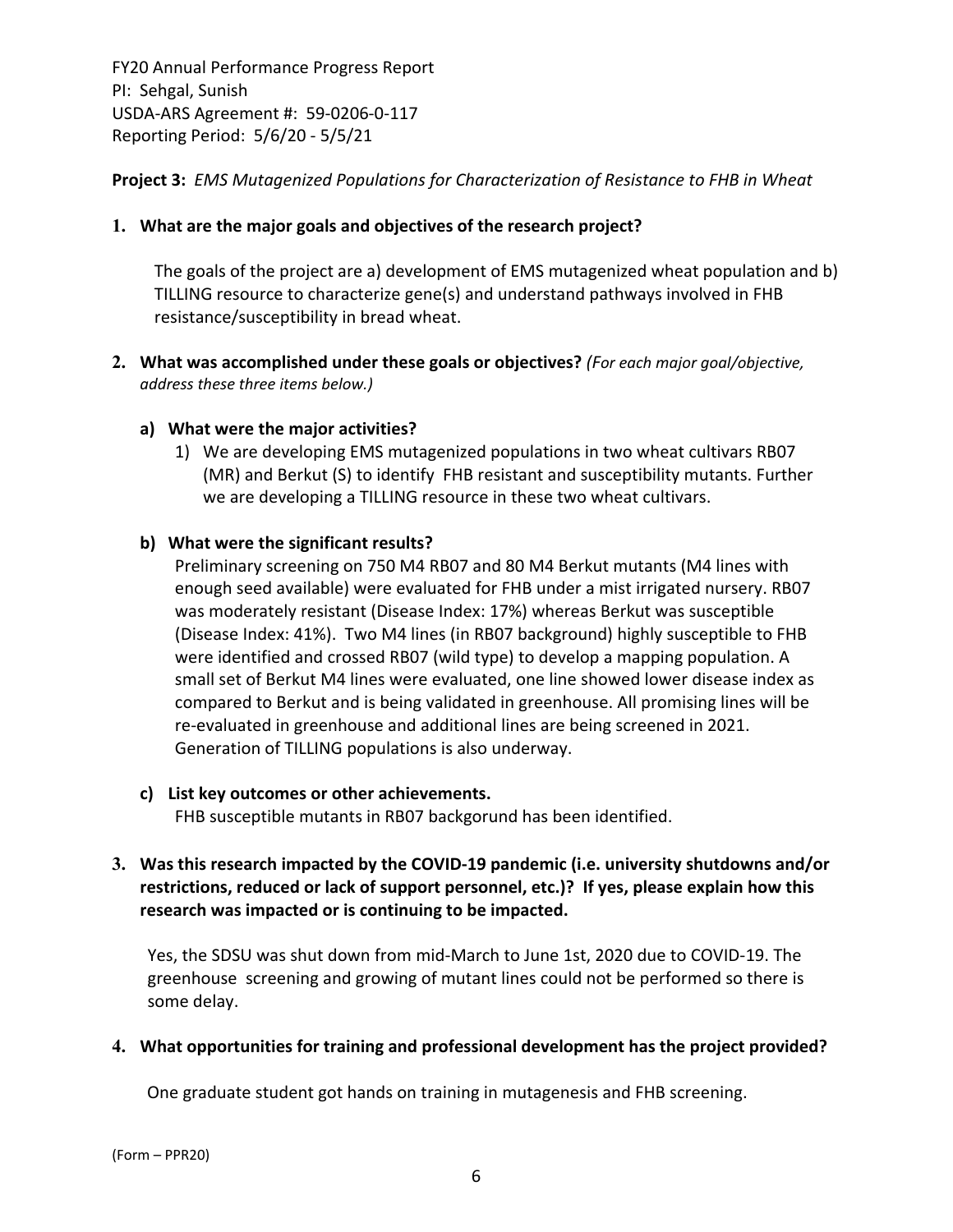FY20 Annual Performance Progress Report
PI: Sehgal, Sunish
USDA-ARS Agreement #: 59-0206-0-117
Reporting Period: 5/6/20 - 5/5/21

**Project 3:** *EMS Mutagenized Populations for Characterization of Resistance to FHB in Wheat*

**1. What are the major goals and objectives of the research project?**

The goals of the project are a) development of EMS mutagenized wheat population and b) TILLING resource to characterize gene(s) and understand pathways involved in FHB resistance/susceptibility in bread wheat.

**2. What was accomplished under these goals or objectives?** *(For each major goal/objective, address these three items below.)*

**a) What were the major activities?**

1) We are developing EMS mutagenized populations in two wheat cultivars RB07 (MR) and Berkut (S) to identify FHB resistant and susceptibility mutants. Further we are developing a TILLING resource in these two wheat cultivars.

**b) What were the significant results?**

Preliminary screening on 750 M4 RB07 and 80 M4 Berkut mutants (M4 lines with enough seed available) were evaluated for FHB under a mist irrigated nursery. RB07 was moderately resistant (Disease Index: 17%) whereas Berkut was susceptible (Disease Index: 41%). Two M4 lines (in RB07 background) highly susceptible to FHB were identified and crossed RB07 (wild type) to develop a mapping population. A small set of Berkut M4 lines were evaluated, one line showed lower disease index as compared to Berkut and is being validated in greenhouse. All promising lines will be re-evaluated in greenhouse and additional lines are being screened in 2021. Generation of TILLING populations is also underway.

**c) List key outcomes or other achievements.**

FHB susceptible mutants in RB07 backgorund has been identified.

**3. Was this research impacted by the COVID-19 pandemic (i.e. university shutdowns and/or restrictions, reduced or lack of support personnel, etc.)? If yes, please explain how this research was impacted or is continuing to be impacted.**

Yes, the SDSU was shut down from mid-March to June 1st, 2020 due to COVID-19. The greenhouse screening and growing of mutant lines could not be performed so there is some delay.

**4. What opportunities for training and professional development has the project provided?**

One graduate student got hands on training in mutagenesis and FHB screening.

(Form – PPR20)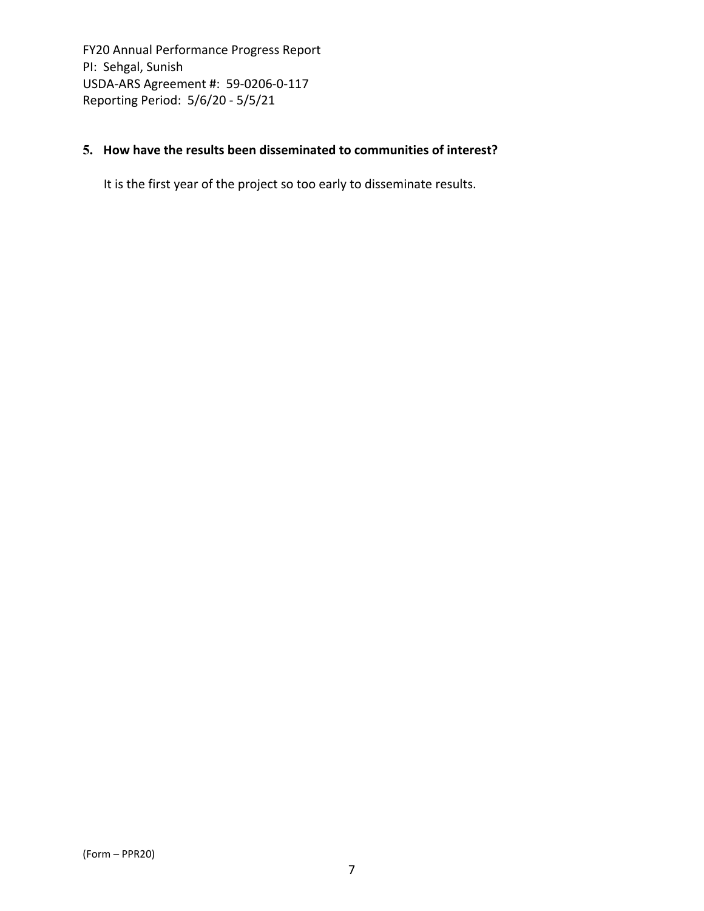**5. How have the results been disseminated to communities of interest?**

It is the first year of the project so too early to disseminate results.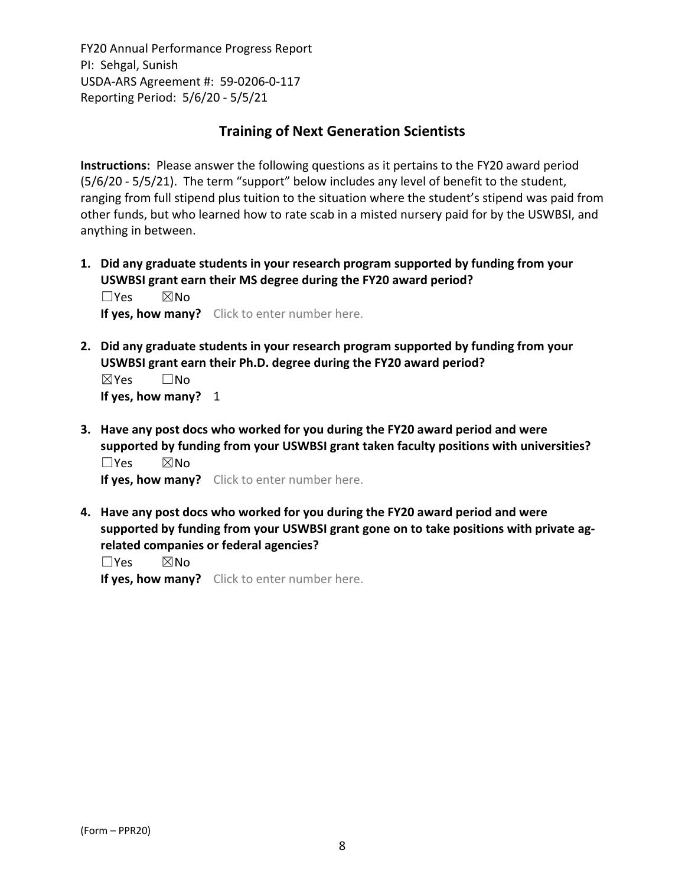FY20 Annual Performance Progress Report
PI: Sehgal, Sunish
USDA-ARS Agreement #: 59-0206-0-117
Reporting Period: 5/6/20 - 5/5/21

## Training of Next Generation Scientists

**Instructions:** Please answer the following questions as it pertains to the FY20 award period (5/6/20 - 5/5/21). The term "support" below includes any level of benefit to the student, ranging from full stipend plus tuition to the situation where the student's stipend was paid from other funds, but who learned how to rate scab in a misted nursery paid for by the USWBSI, and anything in between.

1. **Did any graduate students in your research program supported by funding from your USWBSI grant earn their MS degree during the FY20 award period?**
   ☐Yes ☒No
   **If yes, how many?** Click to enter number here.

2. **Did any graduate students in your research program supported by funding from your USWBSI grant earn their Ph.D. degree during the FY20 award period?**
   ☒Yes ☐No
   **If yes, how many?** 1

3. **Have any post docs who worked for you during the FY20 award period and were supported by funding from your USWBSI grant taken faculty positions with universities?**
   ☐Yes ☒No
   **If yes, how many?** Click to enter number here.

4. **Have any post docs who worked for you during the FY20 award period and were supported by funding from your USWBSI grant gone on to take positions with private ag-related companies or federal agencies?**
   ☐Yes ☒No
   **If yes, how many?** Click to enter number here.

(Form – PPR20)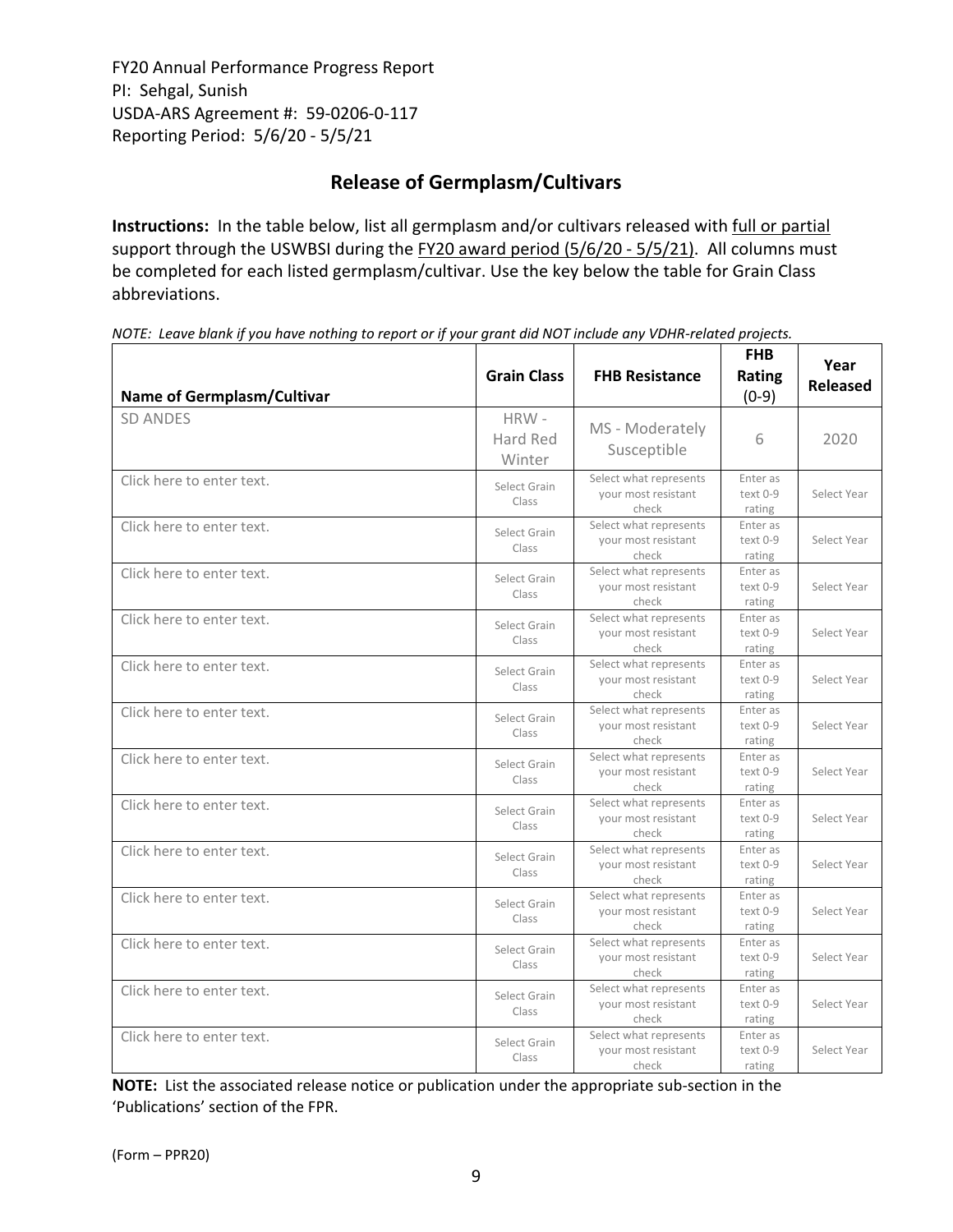FY20 Annual Performance Progress Report
PI: Sehgal, Sunish
USDA-ARS Agreement #: 59-0206-0-117
Reporting Period: 5/6/20 - 5/5/21

## Release of Germplasm/Cultivars

**Instructions:** In the table below, list all germplasm and/or cultivars released with full or partial support through the USWBSI during the FY20 award period (5/6/20 - 5/5/21). All columns must be completed for each listed germplasm/cultivar. Use the key below the table for Grain Class abbreviations.

*NOTE: Leave blank if you have nothing to report or if your grant did NOT include any VDHR-related projects.*

| Name of Germplasm/Cultivar | Grain Class | FHB Resistance | FHB Rating (0-9) | Year Released |
|---|---|---|---|---|
| SD ANDES | HRW - Hard Red Winter | MS - Moderately Susceptible | 6 | 2020 |
| Click here to enter text. | Select Grain Class | Select what represents your most resistant check | Enter as text 0-9 rating | Select Year |
| Click here to enter text. | Select Grain Class | Select what represents your most resistant check | Enter as text 0-9 rating | Select Year |
| Click here to enter text. | Select Grain Class | Select what represents your most resistant check | Enter as text 0-9 rating | Select Year |
| Click here to enter text. | Select Grain Class | Select what represents your most resistant check | Enter as text 0-9 rating | Select Year |
| Click here to enter text. | Select Grain Class | Select what represents your most resistant check | Enter as text 0-9 rating | Select Year |
| Click here to enter text. | Select Grain Class | Select what represents your most resistant check | Enter as text 0-9 rating | Select Year |
| Click here to enter text. | Select Grain Class | Select what represents your most resistant check | Enter as text 0-9 rating | Select Year |
| Click here to enter text. | Select Grain Class | Select what represents your most resistant check | Enter as text 0-9 rating | Select Year |
| Click here to enter text. | Select Grain Class | Select what represents your most resistant check | Enter as text 0-9 rating | Select Year |
| Click here to enter text. | Select Grain Class | Select what represents your most resistant check | Enter as text 0-9 rating | Select Year |
| Click here to enter text. | Select Grain Class | Select what represents your most resistant check | Enter as text 0-9 rating | Select Year |
| Click here to enter text. | Select Grain Class | Select what represents your most resistant check | Enter as text 0-9 rating | Select Year |
| Click here to enter text. | Select Grain Class | Select what represents your most resistant check | Enter as text 0-9 rating | Select Year |

**NOTE:** List the associated release notice or publication under the appropriate sub-section in the 'Publications' section of the FPR.

(Form – PPR20)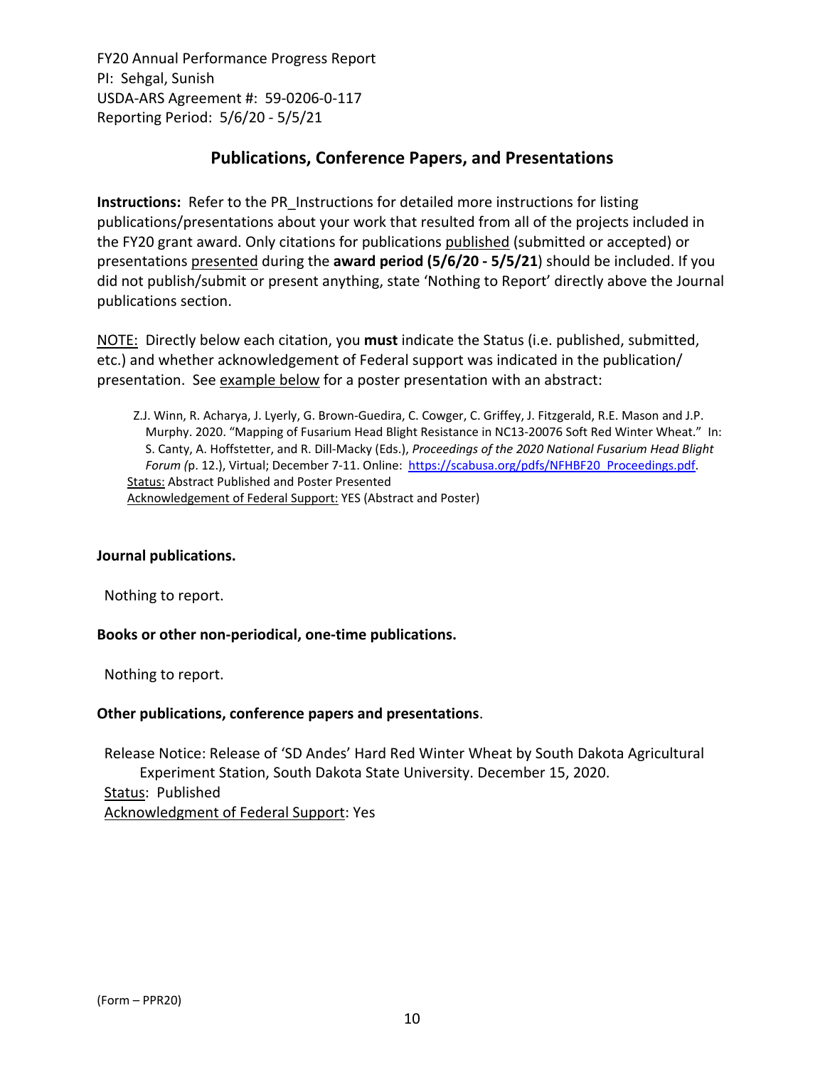FY20 Annual Performance Progress Report
PI: Sehgal, Sunish
USDA-ARS Agreement #: 59-0206-0-117
Reporting Period: 5/6/20 - 5/5/21

## Publications, Conference Papers, and Presentations

**Instructions:** Refer to the PR_Instructions for detailed more instructions for listing publications/presentations about your work that resulted from all of the projects included in the FY20 grant award. Only citations for publications published (submitted or accepted) or presentations presented during the **award period (5/6/20 - 5/5/21**) should be included. If you did not publish/submit or present anything, state 'Nothing to Report' directly above the Journal publications section.

NOTE: Directly below each citation, you **must** indicate the Status (i.e. published, submitted, etc.) and whether acknowledgement of Federal support was indicated in the publication/ presentation. See example below for a poster presentation with an abstract:

> Z.J. Winn, R. Acharya, J. Lyerly, G. Brown-Guedira, C. Cowger, C. Griffey, J. Fitzgerald, R.E. Mason and J.P. Murphy. 2020. "Mapping of Fusarium Head Blight Resistance in NC13-20076 Soft Red Winter Wheat." In: S. Canty, A. Hoffstetter, and R. Dill-Macky (Eds.), *Proceedings of the 2020 National Fusarium Head Blight Forum (*p. 12.), Virtual; December 7-11. Online: https://scabusa.org/pdfs/NFHBF20_Proceedings.pdf.
> Status: Abstract Published and Poster Presented
> Acknowledgement of Federal Support: YES (Abstract and Poster)

**Journal publications.**

Nothing to report.

**Books or other non-periodical, one-time publications.**

Nothing to report.

**Other publications, conference papers and presentations**.

Release Notice: Release of 'SD Andes' Hard Red Winter Wheat by South Dakota Agricultural Experiment Station, South Dakota State University. December 15, 2020.
Status: Published
Acknowledgment of Federal Support: Yes

(Form – PPR20)